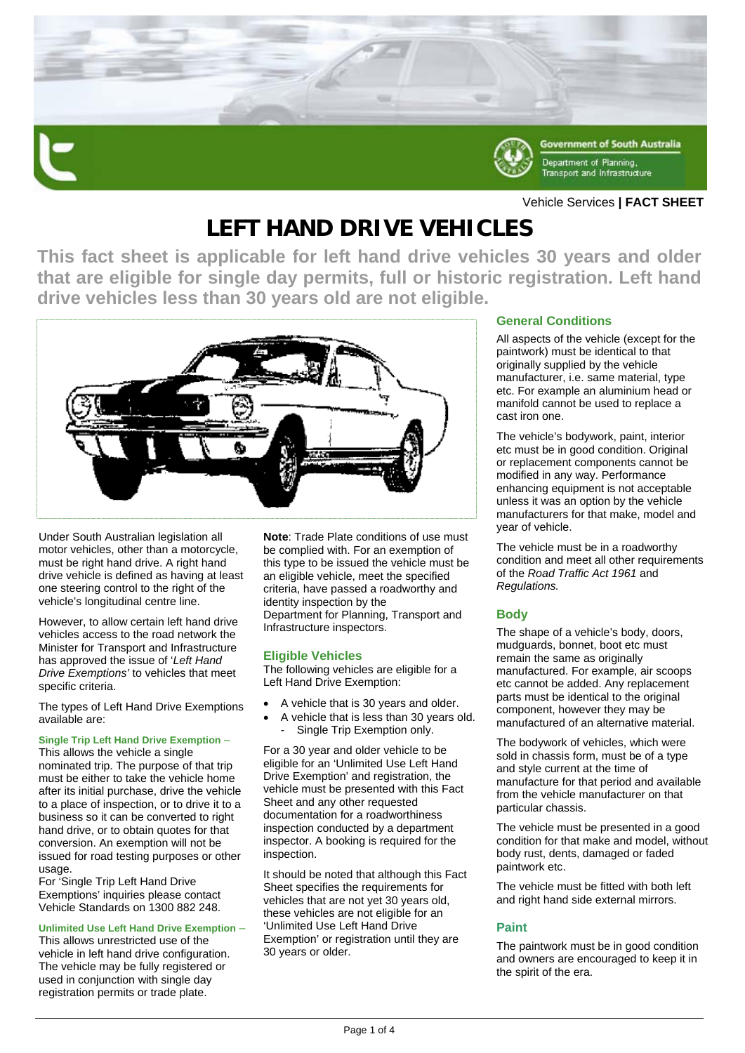Vehicle Services **| FACT SHEET**

# LEFT HAND DRIVE VEHICLES

**This fact sheet is applicable for left hand drive vehicles 30 years and older that are eligible for single day permits, full or historic registration. Left hand drive vehicles less than 30 years old are not eligible.**

Under South Australian legislation all motor vehicles, other than a motorcycle, must be right hand drive. A right hand drive vehicle is defined as having at least one steering control to the right of the vehicle's longitudinal centre line.

However, to allow certain left hand drive vehicles access to the road network the Minister for Transport and Infrastructure has approved the issue of '*Left Hand Drive Exemptions'* to vehicles that meet specific criteria.

The types of Left Hand Drive Exemptions available are:

**Single Trip Left Hand Drive Exemption –**
This allows the vehicle a single nominated trip. The purpose of that trip must be either to take the vehicle home after its initial purchase, drive the vehicle to a place of inspection, or to drive it to a business so it can be converted to right hand drive, or to obtain quotes for that conversion. An exemption will not be issued for road testing purposes or other usage.
For 'Single Trip Left Hand Drive Exemptions' inquiries please contact Vehicle Standards on 1300 882 248.

**Unlimited Use Left Hand Drive Exemption –**
This allows unrestricted use of the vehicle in left hand drive configuration. The vehicle may be fully registered or used in conjunction with single day registration permits or trade plate.

**Note**: Trade Plate conditions of use must be complied with. For an exemption of this type to be issued the vehicle must be an eligible vehicle, meet the specified criteria, have passed a roadworthy and identity inspection by the Department for Planning, Transport and Infrastructure inspectors.

## Eligible Vehicles

The following vehicles are eligible for a Left Hand Drive Exemption:

- A vehicle that is 30 years and older.
- A vehicle that is less than 30 years old.
  - Single Trip Exemption only.

For a 30 year and older vehicle to be eligible for an 'Unlimited Use Left Hand Drive Exemption' and registration, the vehicle must be presented with this Fact Sheet and any other requested documentation for a roadworthiness inspection conducted by a department inspector. A booking is required for the inspection.

It should be noted that although this Fact Sheet specifies the requirements for vehicles that are not yet 30 years old, these vehicles are not eligible for an 'Unlimited Use Left Hand Drive Exemption' or registration until they are 30 years or older.

## General Conditions

All aspects of the vehicle (except for the paintwork) must be identical to that originally supplied by the vehicle manufacturer, i.e. same material, type etc. For example an aluminium head or manifold cannot be used to replace a cast iron one.

The vehicle's bodywork, paint, interior etc must be in good condition. Original or replacement components cannot be modified in any way. Performance enhancing equipment is not acceptable unless it was an option by the vehicle manufacturers for that make, model and year of vehicle.

The vehicle must be in a roadworthy condition and meet all other requirements of the *Road Traffic Act 1961* and *Regulations.*

## Body

The shape of a vehicle's body, doors, mudguards, bonnet, boot etc must remain the same as originally manufactured. For example, air scoops etc cannot be added. Any replacement parts must be identical to the original component, however they may be manufactured of an alternative material.

The bodywork of vehicles, which were sold in chassis form, must be of a type and style current at the time of manufacture for that period and available from the vehicle manufacturer on that particular chassis.

The vehicle must be presented in a good condition for that make and model, without body rust, dents, damaged or faded paintwork etc.

The vehicle must be fitted with both left and right hand side external mirrors.

## Paint

The paintwork must be in good condition and owners are encouraged to keep it in the spirit of the era.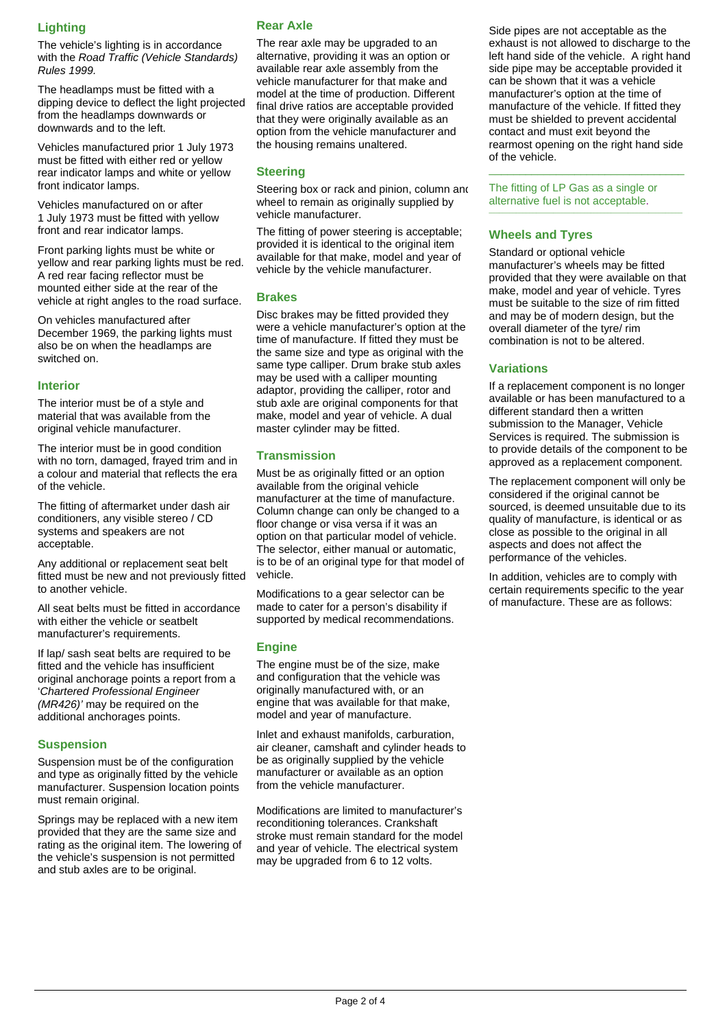## Lighting

The vehicle's lighting is in accordance with the *Road Traffic (Vehicle Standards) Rules 1999.*

The headlamps must be fitted with a dipping device to deflect the light projected from the headlamps downwards or downwards and to the left.

Vehicles manufactured prior 1 July 1973 must be fitted with either red or yellow rear indicator lamps and white or yellow front indicator lamps.

Vehicles manufactured on or after 1 July 1973 must be fitted with yellow front and rear indicator lamps.

Front parking lights must be white or yellow and rear parking lights must be red. A red rear facing reflector must be mounted either side at the rear of the vehicle at right angles to the road surface.

On vehicles manufactured after December 1969, the parking lights must also be on when the headlamps are switched on.

## Interior

The interior must be of a style and material that was available from the original vehicle manufacturer.

The interior must be in good condition with no torn, damaged, frayed trim and in a colour and material that reflects the era of the vehicle.

The fitting of aftermarket under dash air conditioners, any visible stereo / CD systems and speakers are not acceptable.

Any additional or replacement seat belt fitted must be new and not previously fitted to another vehicle.

All seat belts must be fitted in accordance with either the vehicle or seatbelt manufacturer's requirements.

If lap/ sash seat belts are required to be fitted and the vehicle has insufficient original anchorage points a report from a '*Chartered Professional Engineer (MR426)'* may be required on the additional anchorages points.

## Suspension

Suspension must be of the configuration and type as originally fitted by the vehicle manufacturer. Suspension location points must remain original.

Springs may be replaced with a new item provided that they are the same size and rating as the original item. The lowering of the vehicle's suspension is not permitted and stub axles are to be original.

## Rear Axle

The rear axle may be upgraded to an alternative, providing it was an option or available rear axle assembly from the vehicle manufacturer for that make and model at the time of production. Different final drive ratios are acceptable provided that they were originally available as an option from the vehicle manufacturer and the housing remains unaltered.

## Steering

Steering box or rack and pinion, column and wheel to remain as originally supplied by vehicle manufacturer.

The fitting of power steering is acceptable; provided it is identical to the original item available for that make, model and year of vehicle by the vehicle manufacturer.

## Brakes

Disc brakes may be fitted provided they were a vehicle manufacturer's option at the time of manufacture. If fitted they must be the same size and type as original with the same type calliper. Drum brake stub axles may be used with a calliper mounting adaptor, providing the calliper, rotor and stub axle are original components for that make, model and year of vehicle. A dual master cylinder may be fitted.

## Transmission

Must be as originally fitted or an option available from the original vehicle manufacturer at the time of manufacture. Column change can only be changed to a floor change or visa versa if it was an option on that particular model of vehicle. The selector, either manual or automatic, is to be of an original type for that model of vehicle.

Modifications to a gear selector can be made to cater for a person's disability if supported by medical recommendations.

## Engine

The engine must be of the size, make and configuration that the vehicle was originally manufactured with, or an engine that was available for that make, model and year of manufacture.

Inlet and exhaust manifolds, carburation, air cleaner, camshaft and cylinder heads to be as originally supplied by the vehicle manufacturer or available as an option from the vehicle manufacturer.

Modifications are limited to manufacturer's reconditioning tolerances. Crankshaft stroke must remain standard for the model and year of vehicle. The electrical system may be upgraded from 6 to 12 volts.

Side pipes are not acceptable as the exhaust is not allowed to discharge to the left hand side of the vehicle. A right hand side pipe may be acceptable provided it can be shown that it was a vehicle manufacturer's option at the time of manufacture of the vehicle. If fitted they must be shielded to prevent accidental contact and must exit beyond the rearmost opening on the right hand side of the vehicle.

---

The fitting of LP Gas as a single or alternative fuel is not acceptable.

---

## Wheels and Tyres

Standard or optional vehicle manufacturer's wheels may be fitted provided that they were available on that make, model and year of vehicle. Tyres must be suitable to the size of rim fitted and may be of modern design, but the overall diameter of the tyre/ rim combination is not to be altered.

## Variations

If a replacement component is no longer available or has been manufactured to a different standard then a written submission to the Manager, Vehicle Services is required. The submission is to provide details of the component to be approved as a replacement component.

The replacement component will only be considered if the original cannot be sourced, is deemed unsuitable due to its quality of manufacture, is identical or as close as possible to the original in all aspects and does not affect the performance of the vehicles.

In addition, vehicles are to comply with certain requirements specific to the year of manufacture. These are as follows: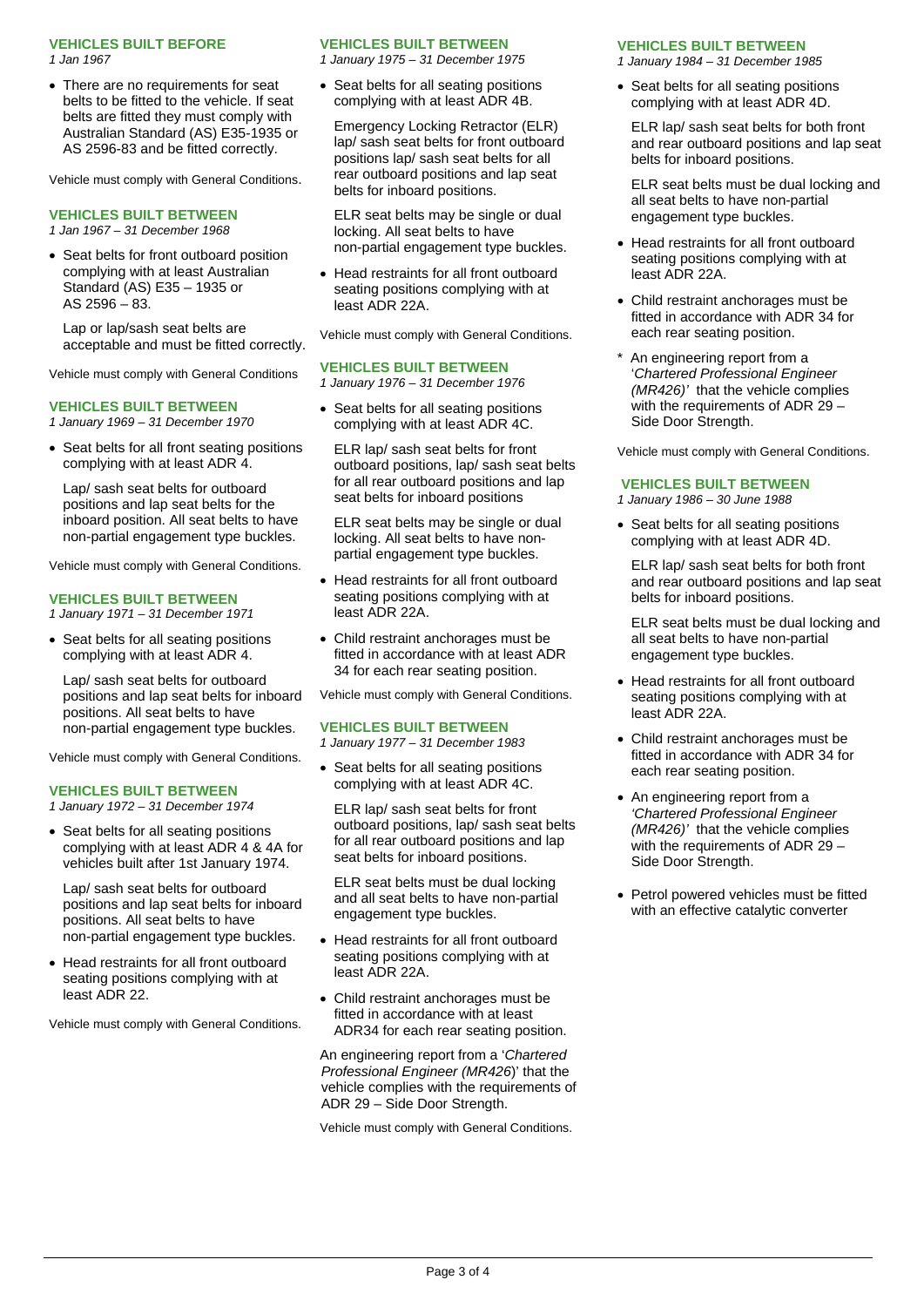### VEHICLES BUILT BEFORE

*1 Jan 1967*

- There are no requirements for seat belts to be fitted to the vehicle. If seat belts are fitted they must comply with Australian Standard (AS) E35-1935 or AS 2596-83 and be fitted correctly.

Vehicle must comply with General Conditions.

### VEHICLES BUILT BETWEEN

*1 Jan 1967 – 31 December 1968*

- Seat belts for front outboard position complying with at least Australian Standard (AS) E35 – 1935 or AS 2596 – 83.

  Lap or lap/sash seat belts are acceptable and must be fitted correctly.

Vehicle must comply with General Conditions

### VEHICLES BUILT BETWEEN

*1 January 1969 – 31 December 1970*

- Seat belts for all front seating positions complying with at least ADR 4.

  Lap/ sash seat belts for outboard positions and lap seat belts for the inboard position. All seat belts to have non-partial engagement type buckles.

Vehicle must comply with General Conditions.

### VEHICLES BUILT BETWEEN

*1 January 1971 – 31 December 1971*

- Seat belts for all seating positions complying with at least ADR 4.

  Lap/ sash seat belts for outboard positions and lap seat belts for inboard positions. All seat belts to have non-partial engagement type buckles.

Vehicle must comply with General Conditions.

### VEHICLES BUILT BETWEEN

*1 January 1972 – 31 December 1974*

- Seat belts for all seating positions complying with at least ADR 4 & 4A for vehicles built after 1st January 1974.

  Lap/ sash seat belts for outboard positions and lap seat belts for inboard positions. All seat belts to have non-partial engagement type buckles.
- Head restraints for all front outboard seating positions complying with at least ADR 22.

Vehicle must comply with General Conditions.

### VEHICLES BUILT BETWEEN

*1 January 1975 – 31 December 1975*

- Seat belts for all seating positions complying with at least ADR 4B.

  Emergency Locking Retractor (ELR) lap/ sash seat belts for front outboard positions lap/ sash seat belts for all rear outboard positions and lap seat belts for inboard positions.

  ELR seat belts may be single or dual locking. All seat belts to have non-partial engagement type buckles.
- Head restraints for all front outboard seating positions complying with at least ADR 22A.

Vehicle must comply with General Conditions.

### VEHICLES BUILT BETWEEN

*1 January 1976 – 31 December 1976*

- Seat belts for all seating positions complying with at least ADR 4C.

  ELR lap/ sash seat belts for front outboard positions, lap/ sash seat belts for all rear outboard positions and lap seat belts for inboard positions

  ELR seat belts may be single or dual locking. All seat belts to have non-partial engagement type buckles.
- Head restraints for all front outboard seating positions complying with at least ADR 22A.
- Child restraint anchorages must be fitted in accordance with at least ADR 34 for each rear seating position.

Vehicle must comply with General Conditions.

### VEHICLES BUILT BETWEEN

*1 January 1977 – 31 December 1983*

- Seat belts for all seating positions complying with at least ADR 4C.

  ELR lap/ sash seat belts for front outboard positions, lap/ sash seat belts for all rear outboard positions and lap seat belts for inboard positions.

  ELR seat belts must be dual locking and all seat belts to have non-partial engagement type buckles.
- Head restraints for all front outboard seating positions complying with at least ADR 22A.
- Child restraint anchorages must be fitted in accordance with at least ADR34 for each rear seating position.

An engineering report from a '*Chartered Professional Engineer (MR426*)' that the vehicle complies with the requirements of ADR 29 – Side Door Strength.

Vehicle must comply with General Conditions.

### VEHICLES BUILT BETWEEN

*1 January 1984 – 31 December 1985*

- Seat belts for all seating positions complying with at least ADR 4D.

  ELR lap/ sash seat belts for both front and rear outboard positions and lap seat belts for inboard positions.

  ELR seat belts must be dual locking and all seat belts to have non-partial engagement type buckles.
- Head restraints for all front outboard seating positions complying with at least ADR 22A.
- Child restraint anchorages must be fitted in accordance with ADR 34 for each rear seating position.

\* An engineering report from a '*Chartered Professional Engineer (MR426)*' that the vehicle complies with the requirements of ADR 29 – Side Door Strength.

Vehicle must comply with General Conditions.

### VEHICLES BUILT BETWEEN

*1 January 1986 – 30 June 1988*

- Seat belts for all seating positions complying with at least ADR 4D.

  ELR lap/ sash seat belts for both front and rear outboard positions and lap seat belts for inboard positions.

  ELR seat belts must be dual locking and all seat belts to have non-partial engagement type buckles.
- Head restraints for all front outboard seating positions complying with at least ADR 22A.
- Child restraint anchorages must be fitted in accordance with ADR 34 for each rear seating position.
- An engineering report from a *'Chartered Professional Engineer (MR426)'* that the vehicle complies with the requirements of ADR 29 – Side Door Strength.
- Petrol powered vehicles must be fitted with an effective catalytic converter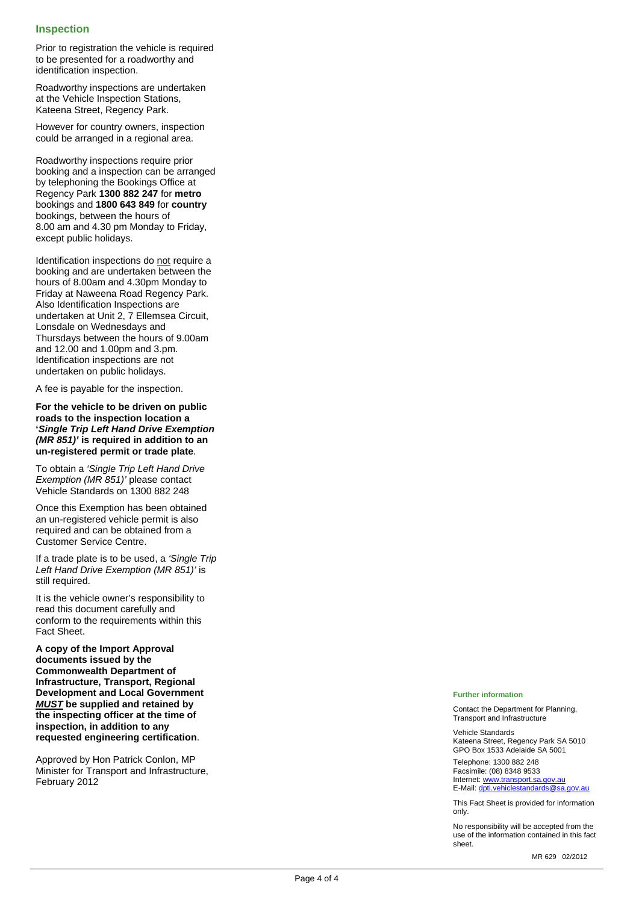## Inspection

Prior to registration the vehicle is required to be presented for a roadworthy and identification inspection.

Roadworthy inspections are undertaken at the Vehicle Inspection Stations, Kateena Street, Regency Park.

However for country owners, inspection could be arranged in a regional area.

Roadworthy inspections require prior booking and a inspection can be arranged by telephoning the Bookings Office at Regency Park **1300 882 247** for **metro** bookings and **1800 643 849** for **country** bookings, between the hours of 8.00 am and 4.30 pm Monday to Friday, except public holidays.

Identification inspections do <u>not</u> require a booking and are undertaken between the hours of 8.00am and 4.30pm Monday to Friday at Naweena Road Regency Park. Also Identification Inspections are undertaken at Unit 2, 7 Ellemsea Circuit, Lonsdale on Wednesdays and Thursdays between the hours of 9.00am and 12.00 and 1.00pm and 3.pm. Identification inspections are not undertaken on public holidays.

A fee is payable for the inspection.

**For the vehicle to be driven on public roads to the inspection location a '*Single Trip Left Hand Drive Exemption (MR 851)'* is required in addition to an un-registered permit or trade plate**.

To obtain a *'Single Trip Left Hand Drive Exemption (MR 851)'* please contact Vehicle Standards on 1300 882 248

Once this Exemption has been obtained an un-registered vehicle permit is also required and can be obtained from a Customer Service Centre.

If a trade plate is to be used, a *'Single Trip Left Hand Drive Exemption (MR 851)'* is still required.

It is the vehicle owner's responsibility to read this document carefully and conform to the requirements within this Fact Sheet.

**A copy of the Import Approval documents issued by the Commonwealth Department of Infrastructure, Transport, Regional Development and Local Government *<u>MUST</u>* be supplied and retained by the inspecting officer at the time of inspection, in addition to any requested engineering certification**.

Approved by Hon Patrick Conlon, MP
Minister for Transport and Infrastructure,
February 2012

#### Further information

Contact the Department for Planning, Transport and Infrastructure

Vehicle Standards
Kateena Street, Regency Park SA 5010
GPO Box 1533 Adelaide SA 5001

Telephone: 1300 882 248
Facsimile: (08) 8348 9533
Internet: www.transport.sa.gov.au
E-Mail: dpti.vehiclestandards@sa.gov.au

This Fact Sheet is provided for information only.

No responsibility will be accepted from the use of the information contained in this fact sheet.

MR 629 02/2012